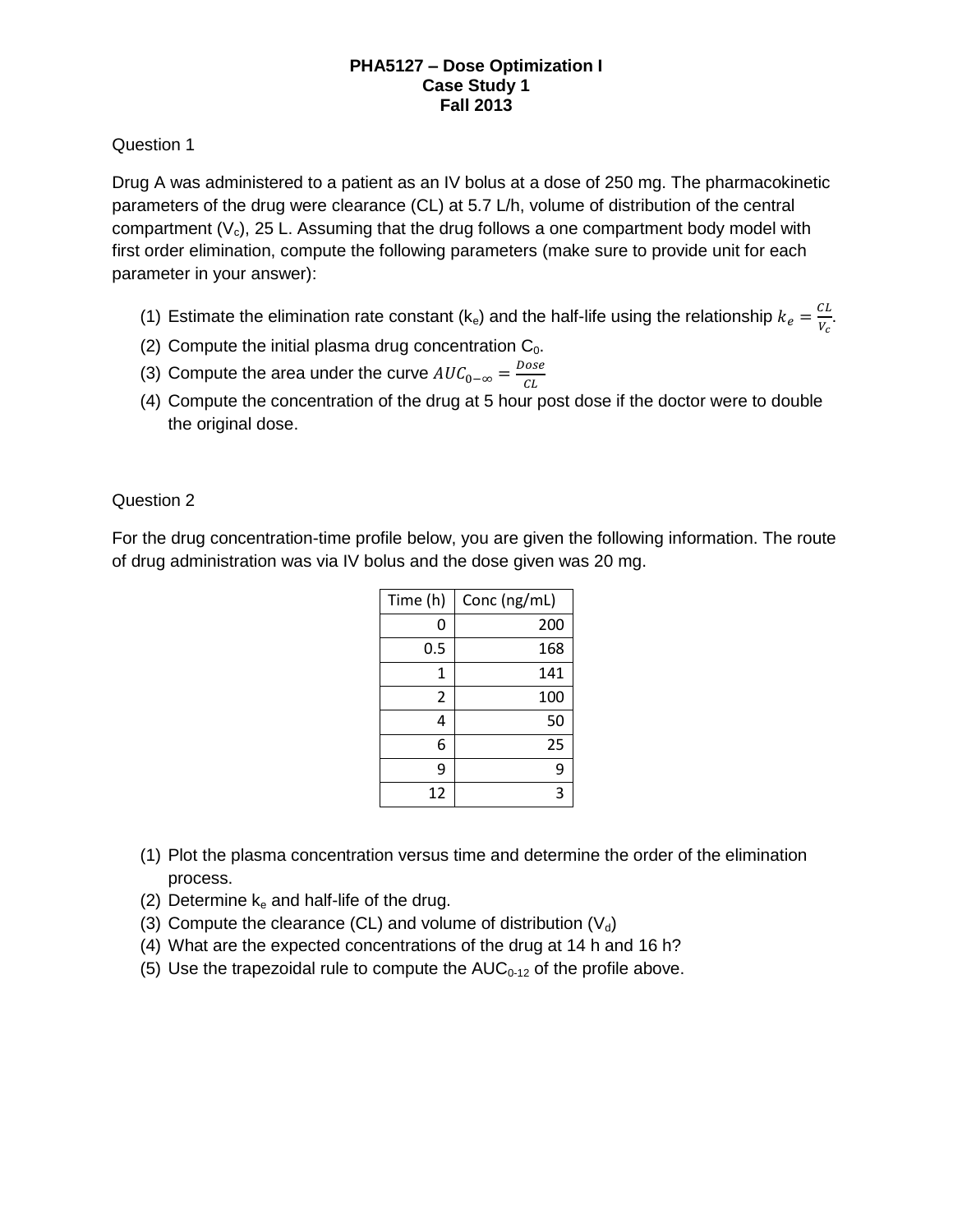**PHA5127 – Dose Optimization I**
**Case Study 1**
**Fall 2013**

Question 1

Drug A was administered to a patient as an IV bolus at a dose of 250 mg. The pharmacokinetic parameters of the drug were clearance (CL) at 5.7 L/h, volume of distribution of the central compartment ($V_c$), 25 L. Assuming that the drug follows a one compartment body model with first order elimination, compute the following parameters (make sure to provide unit for each parameter in your answer):

(1) Estimate the elimination rate constant ($k_e$) and the half-life using the relationship $k_e = \frac{CL}{V_c}$.
(2) Compute the initial plasma drug concentration $C_0$.
(3) Compute the area under the curve $AUC_{0-\infty} = \frac{Dose}{CL}$
(4) Compute the concentration of the drug at 5 hour post dose if the doctor were to double the original dose.

Question 2

For the drug concentration-time profile below, you are given the following information. The route of drug administration was via IV bolus and the dose given was 20 mg.

| Time (h) | Conc (ng/mL) |
|---|---|
| 0 | 200 |
| 0.5 | 168 |
| 1 | 141 |
| 2 | 100 |
| 4 | 50 |
| 6 | 25 |
| 9 | 9 |
| 12 | 3 |

(1) Plot the plasma concentration versus time and determine the order of the elimination process.
(2) Determine $k_e$ and half-life of the drug.
(3) Compute the clearance (CL) and volume of distribution ($V_d$)
(4) What are the expected concentrations of the drug at 14 h and 16 h?
(5) Use the trapezoidal rule to compute the $AUC_{0-12}$ of the profile above.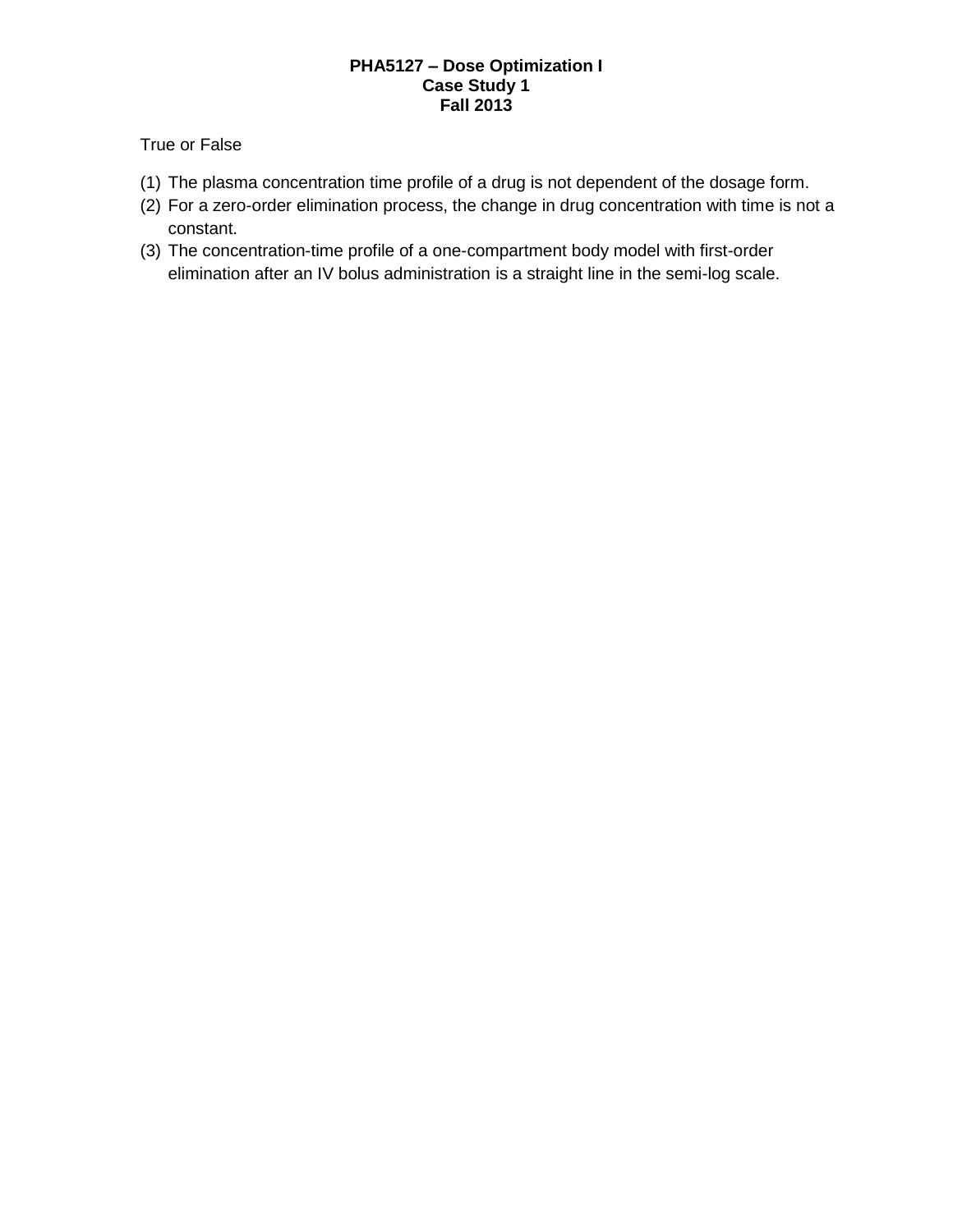**PHA5127 – Dose Optimization I**
**Case Study 1**
**Fall 2013**

True or False

(1) The plasma concentration time profile of a drug is not dependent of the dosage form.
(2) For a zero-order elimination process, the change in drug concentration with time is not a constant.
(3) The concentration-time profile of a one-compartment body model with first-order elimination after an IV bolus administration is a straight line in the semi-log scale.